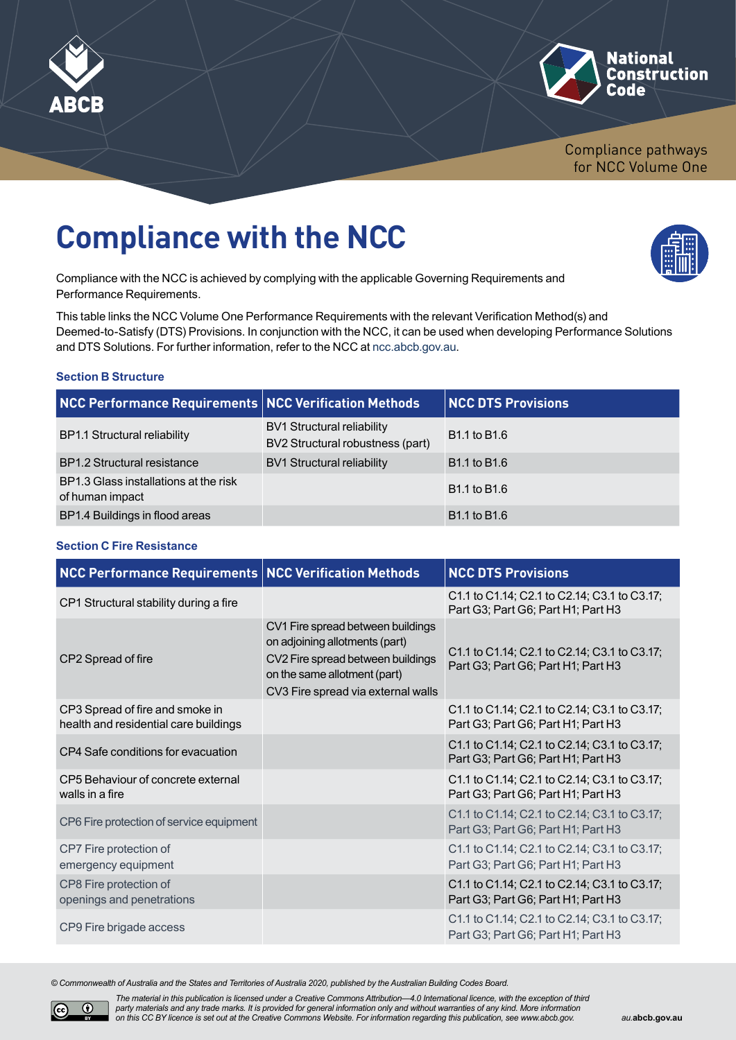Compliance pathways for NCC Volume One

# Compliance with the NCC

Compliance with the NCC is achieved by complying with the applicable Governing Requirements and Performance Requirements.

This table links the NCC Volume One Performance Requirements with the relevant Verification Method(s) and Deemed-to-Satisfy (DTS) Provisions. In conjunction with the NCC, it can be used when developing Performance Solutions and DTS Solutions. For further information, refer to the NCC at ncc.abcb.gov.au.

### Section B Structure

| NCC Performance Requirements | NCC Verification Methods | NCC DTS Provisions |
|---|---|---|
| BP1.1 Structural reliability | BV1 Structural reliability<br>BV2 Structural robustness (part) | B1.1 to B1.6 |
| BP1.2 Structural resistance | BV1 Structural reliability | B1.1 to B1.6 |
| BP1.3 Glass installations at the risk of human impact | | B1.1 to B1.6 |
| BP1.4 Buildings in flood areas | | B1.1 to B1.6 |

### Section C Fire Resistance

| NCC Performance Requirements | NCC Verification Methods | NCC DTS Provisions |
|---|---|---|
| CP1 Structural stability during a fire | | C1.1 to C1.14; C2.1 to C2.14; C3.1 to C3.17; Part G3; Part G6; Part H1; Part H3 |
| CP2 Spread of fire | CV1 Fire spread between buildings on adjoining allotments (part)<br>CV2 Fire spread between buildings on the same allotment (part)<br>CV3 Fire spread via external walls | C1.1 to C1.14; C2.1 to C2.14; C3.1 to C3.17; Part G3; Part G6; Part H1; Part H3 |
| CP3 Spread of fire and smoke in health and residential care buildings | | C1.1 to C1.14; C2.1 to C2.14; C3.1 to C3.17; Part G3; Part G6; Part H1; Part H3 |
| CP4 Safe conditions for evacuation | | C1.1 to C1.14; C2.1 to C2.14; C3.1 to C3.17; Part G3; Part G6; Part H1; Part H3 |
| CP5 Behaviour of concrete external walls in a fire | | C1.1 to C1.14; C2.1 to C2.14; C3.1 to C3.17; Part G3; Part G6; Part H1; Part H3 |
| CP6 Fire protection of service equipment | | C1.1 to C1.14; C2.1 to C2.14; C3.1 to C3.17; Part G3; Part G6; Part H1; Part H3 |
| CP7 Fire protection of emergency equipment | | C1.1 to C1.14; C2.1 to C2.14; C3.1 to C3.17; Part G3; Part G6; Part H1; Part H3 |
| CP8 Fire protection of openings and penetrations | | C1.1 to C1.14; C2.1 to C2.14; C3.1 to C3.17; Part G3; Part G6; Part H1; Part H3 |
| CP9 Fire brigade access | | C1.1 to C1.14; C2.1 to C2.14; C3.1 to C3.17; Part G3; Part G6; Part H1; Part H3 |

*© Commonwealth of Australia and the States and Territories of Australia 2020, published by the Australian Building Codes Board.*

*The material in this publication is licensed under a Creative Commons Attribution—4.0 International licence, with the exception of third party materials and any trade marks. It is provided for general information only and without warranties of any kind. More information on this CC BY licence is set out at the Creative Commons Website. For information regarding this publication, see www.abcb.gov.au*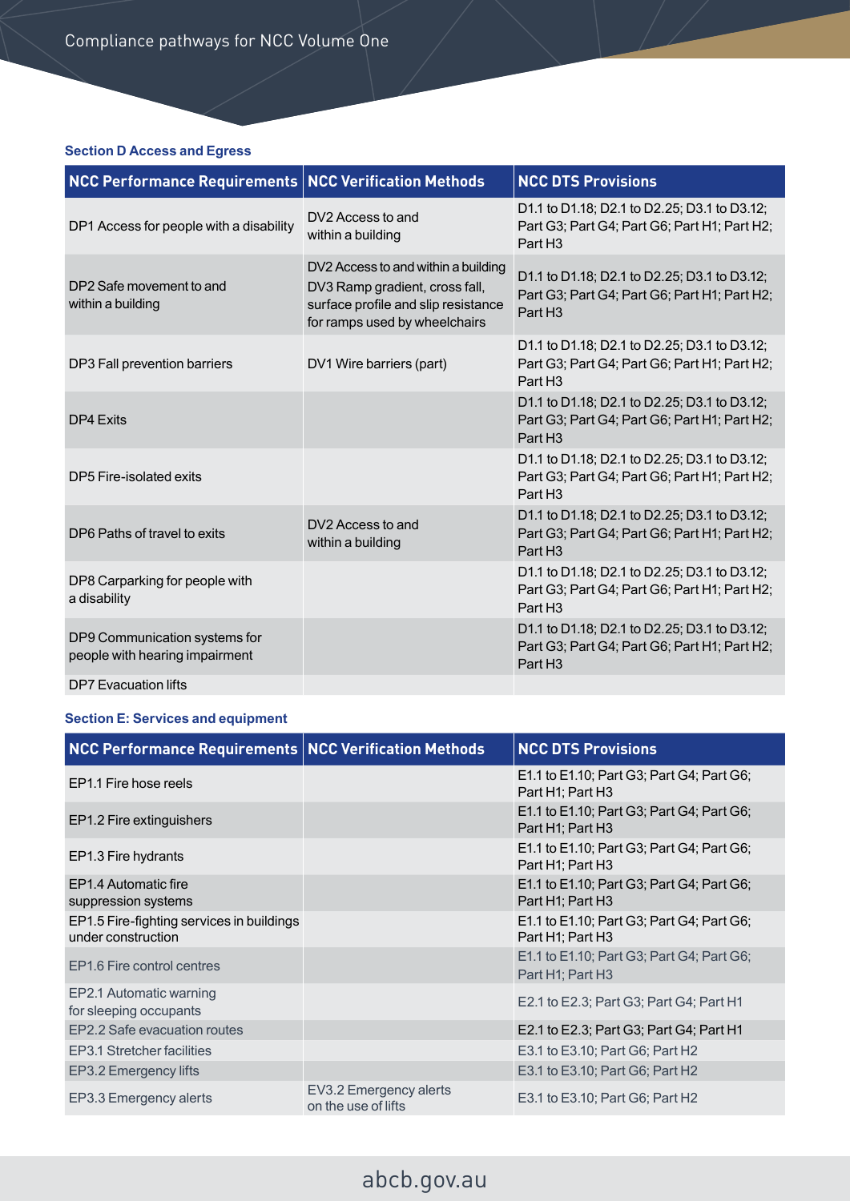### Section D Access and Egress

| NCC Performance Requirements | NCC Verification Methods | NCC DTS Provisions |
|---|---|---|
| DP1 Access for people with a disability | DV2 Access to and within a building | D1.1 to D1.18; D2.1 to D2.25; D3.1 to D3.12; Part G3; Part G4; Part G6; Part H1; Part H2; Part H3 |
| DP2 Safe movement to and within a building | DV2 Access to and within a building<br>DV3 Ramp gradient, cross fall, surface profile and slip resistance for ramps used by wheelchairs | D1.1 to D1.18; D2.1 to D2.25; D3.1 to D3.12; Part G3; Part G4; Part G6; Part H1; Part H2; Part H3 |
| DP3 Fall prevention barriers | DV1 Wire barriers (part) | D1.1 to D1.18; D2.1 to D2.25; D3.1 to D3.12; Part G3; Part G4; Part G6; Part H1; Part H2; Part H3 |
| DP4 Exits | | D1.1 to D1.18; D2.1 to D2.25; D3.1 to D3.12; Part G3; Part G4; Part G6; Part H1; Part H2; Part H3 |
| DP5 Fire-isolated exits | | D1.1 to D1.18; D2.1 to D2.25; D3.1 to D3.12; Part G3; Part G4; Part G6; Part H1; Part H2; Part H3 |
| DP6 Paths of travel to exits | DV2 Access to and within a building | D1.1 to D1.18; D2.1 to D2.25; D3.1 to D3.12; Part G3; Part G4; Part G6; Part H1; Part H2; Part H3 |
| DP8 Carparking for people with a disability | | D1.1 to D1.18; D2.1 to D2.25; D3.1 to D3.12; Part G3; Part G4; Part G6; Part H1; Part H2; Part H3 |
| DP9 Communication systems for people with hearing impairment | | D1.1 to D1.18; D2.1 to D2.25; D3.1 to D3.12; Part G3; Part G4; Part G6; Part H1; Part H2; Part H3 |
| DP7 Evacuation lifts | | |

### Section E: Services and equipment

| NCC Performance Requirements | NCC Verification Methods | NCC DTS Provisions |
|---|---|---|
| EP1.1 Fire hose reels | | E1.1 to E1.10; Part G3; Part G4; Part G6; Part H1; Part H3 |
| EP1.2 Fire extinguishers | | E1.1 to E1.10; Part G3; Part G4; Part G6; Part H1; Part H3 |
| EP1.3 Fire hydrants | | E1.1 to E1.10; Part G3; Part G4; Part G6; Part H1; Part H3 |
| EP1.4 Automatic fire suppression systems | | E1.1 to E1.10; Part G3; Part G4; Part G6; Part H1; Part H3 |
| EP1.5 Fire-fighting services in buildings under construction | | E1.1 to E1.10; Part G3; Part G4; Part G6; Part H1; Part H3 |
| EP1.6 Fire control centres | | E1.1 to E1.10; Part G3; Part G4; Part G6; Part H1; Part H3 |
| EP2.1 Automatic warning for sleeping occupants | | E2.1 to E2.3; Part G3; Part G4; Part H1 |
| EP2.2 Safe evacuation routes | | E2.1 to E2.3; Part G3; Part G4; Part H1 |
| EP3.1 Stretcher facilities | | E3.1 to E3.10; Part G6; Part H2 |
| EP3.2 Emergency lifts | | E3.1 to E3.10; Part G6; Part H2 |
| EP3.3 Emergency alerts | EV3.2 Emergency alerts on the use of lifts | E3.1 to E3.10; Part G6; Part H2 |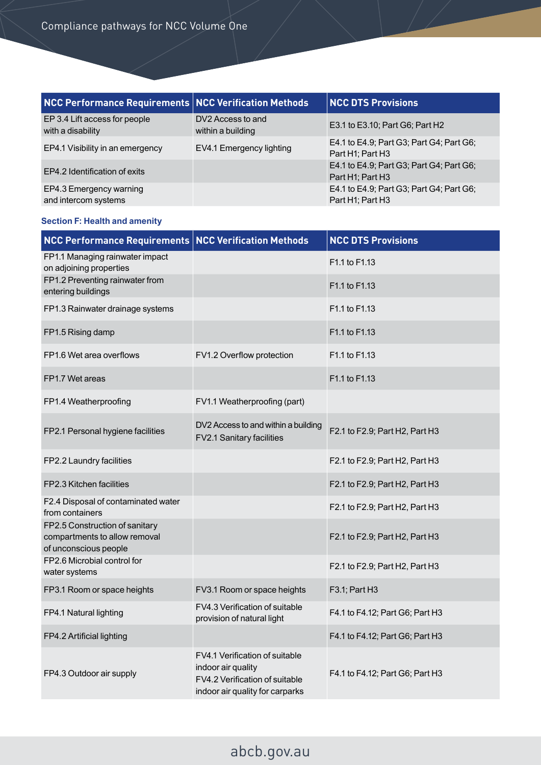| NCC Performance Requirements | NCC Verification Methods | NCC DTS Provisions |
|---|---|---|
| EP 3.4 Lift access for people with a disability | DV2 Access to and within a building | E3.1 to E3.10; Part G6; Part H2 |
| EP4.1 Visibility in an emergency | EV4.1 Emergency lighting | E4.1 to E4.9; Part G3; Part G4; Part G6; Part H1; Part H3 |
| EP4.2 Identification of exits | | E4.1 to E4.9; Part G3; Part G4; Part G6; Part H1; Part H3 |
| EP4.3 Emergency warning and intercom systems | | E4.1 to E4.9; Part G3; Part G4; Part G6; Part H1; Part H3 |

### Section F: Health and amenity

| NCC Performance Requirements | NCC Verification Methods | NCC DTS Provisions |
|---|---|---|
| FP1.1 Managing rainwater impact on adjoining properties | | F1.1 to F1.13 |
| FP1.2 Preventing rainwater from entering buildings | | F1.1 to F1.13 |
| FP1.3 Rainwater drainage systems | | F1.1 to F1.13 |
| FP1.5 Rising damp | | F1.1 to F1.13 |
| FP1.6 Wet area overflows | FV1.2 Overflow protection | F1.1 to F1.13 |
| FP1.7 Wet areas | | F1.1 to F1.13 |
| FP1.4 Weatherproofing | FV1.1 Weatherproofing (part) | |
| FP2.1 Personal hygiene facilities | DV2 Access to and within a building<br>FV2.1 Sanitary facilities | F2.1 to F2.9; Part H2, Part H3 |
| FP2.2 Laundry facilities | | F2.1 to F2.9; Part H2, Part H3 |
| FP2.3 Kitchen facilities | | F2.1 to F2.9; Part H2, Part H3 |
| F2.4 Disposal of contaminated water from containers | | F2.1 to F2.9; Part H2, Part H3 |
| FP2.5 Construction of sanitary compartments to allow removal of unconscious people | | F2.1 to F2.9; Part H2, Part H3 |
| FP2.6 Microbial control for water systems | | F2.1 to F2.9; Part H2, Part H3 |
| FP3.1 Room or space heights | FV3.1 Room or space heights | F3.1; Part H3 |
| FP4.1 Natural lighting | FV4.3 Verification of suitable provision of natural light | F4.1 to F4.12; Part G6; Part H3 |
| FP4.2 Artificial lighting | | F4.1 to F4.12; Part G6; Part H3 |
| FP4.3 Outdoor air supply | FV4.1 Verification of suitable indoor air quality<br>FV4.2 Verification of suitable indoor air quality for carparks | F4.1 to F4.12; Part G6; Part H3 |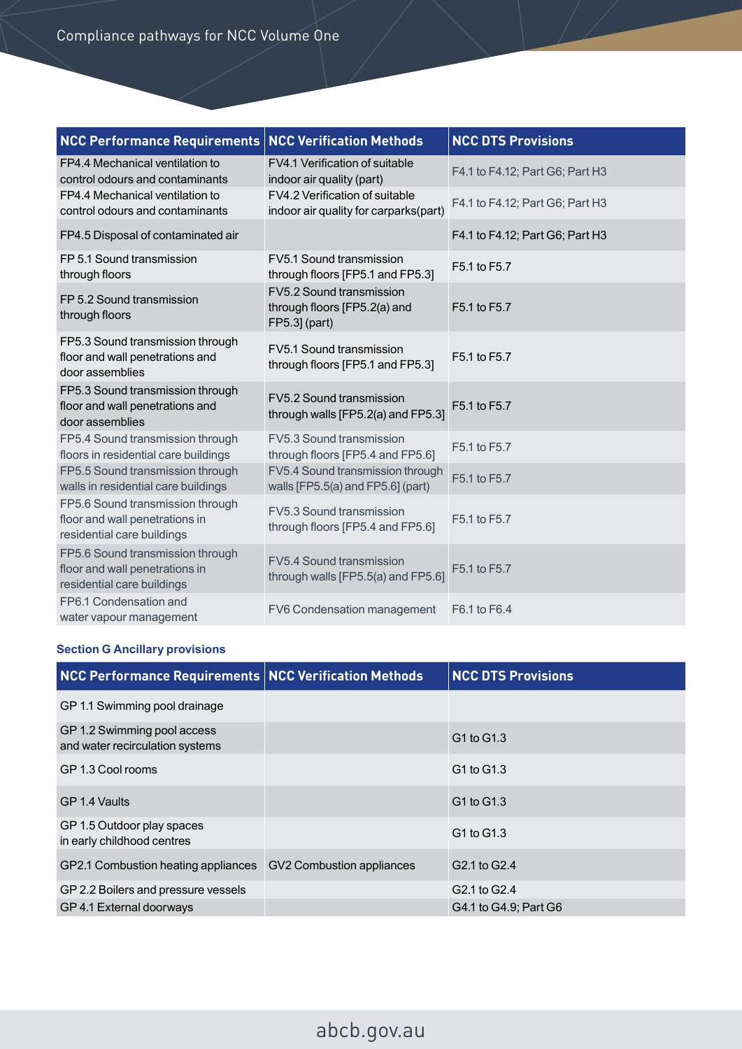| NCC Performance Requirements | NCC Verification Methods | NCC DTS Provisions |
|---|---|---|
| FP4.4 Mechanical ventilation to control odours and contaminants | FV4.1 Verification of suitable indoor air quality (part) | F4.1 to F4.12; Part G6; Part H3 |
| FP4.4 Mechanical ventilation to control odours and contaminants | FV4.2 Verification of suitable indoor air quality for carparks(part) | F4.1 to F4.12; Part G6; Part H3 |
| FP4.5 Disposal of contaminated air | | F4.1 to F4.12; Part G6; Part H3 |
| FP 5.1 Sound transmission through floors | FV5.1 Sound transmission through floors [FP5.1 and FP5.3] | F5.1 to F5.7 |
| FP 5.2 Sound transmission through floors | FV5.2 Sound transmission through floors [FP5.2(a) and FP5.3] (part) | F5.1 to F5.7 |
| FP5.3 Sound transmission through floor and wall penetrations and door assemblies | FV5.1 Sound transmission through floors [FP5.1 and FP5.3] | F5.1 to F5.7 |
| FP5.3 Sound transmission through floor and wall penetrations and door assemblies | FV5.2 Sound transmission through walls [FP5.2(a) and FP5.3] | F5.1 to F5.7 |
| FP5.4 Sound transmission through floors in residential care buildings | FV5.3 Sound transmission through floors [FP5.4 and FP5.6] | F5.1 to F5.7 |
| FP5.5 Sound transmission through walls in residential care buildings | FV5.4 Sound transmission through walls [FP5.5(a) and FP5.6] (part) | F5.1 to F5.7 |
| FP5.6 Sound transmission through floor and wall penetrations in residential care buildings | FV5.3 Sound transmission through floors [FP5.4 and FP5.6] | F5.1 to F5.7 |
| FP5.6 Sound transmission through floor and wall penetrations in residential care buildings | FV5.4 Sound transmission through walls [FP5.5(a) and FP5.6] | F5.1 to F5.7 |
| FP6.1 Condensation and water vapour management | FV6 Condensation management | F6.1 to F6.4 |

**Section G Ancillary provisions**

| NCC Performance Requirements | NCC Verification Methods | NCC DTS Provisions |
|---|---|---|
| GP 1.1 Swimming pool drainage | | |
| GP 1.2 Swimming pool access and water recirculation systems | | G1 to G1.3 |
| GP 1.3 Cool rooms | | G1 to G1.3 |
| GP 1.4 Vaults | | G1 to G1.3 |
| GP 1.5 Outdoor play spaces in early childhood centres | | G1 to G1.3 |
| GP2.1 Combustion heating appliances | GV2 Combustion appliances | G2.1 to G2.4 |
| GP 2.2 Boilers and pressure vessels | | G2.1 to G2.4 |
| GP 4.1 External doorways | | G4.1 to G4.9; Part G6 |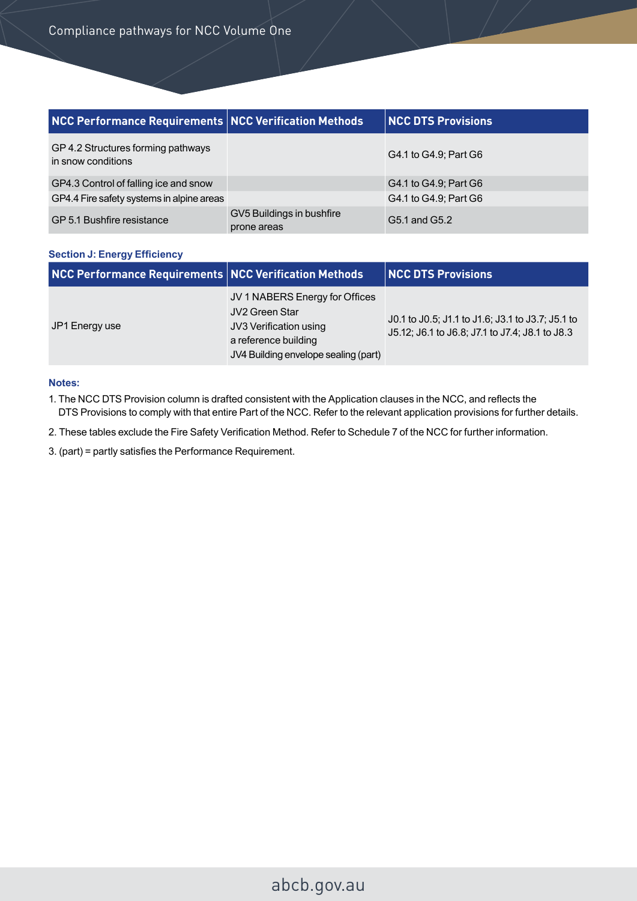| NCC Performance Requirements | NCC Verification Methods | NCC DTS Provisions |
|---|---|---|
| GP 4.2 Structures forming pathways in snow conditions | | G4.1 to G4.9; Part G6 |
| GP4.3 Control of falling ice and snow | | G4.1 to G4.9; Part G6 |
| GP4.4 Fire safety systems in alpine areas | | G4.1 to G4.9; Part G6 |
| GP 5.1 Bushfire resistance | GV5 Buildings in bushfire prone areas | G5.1 and G5.2 |

### Section J: Energy Efficiency

| NCC Performance Requirements | NCC Verification Methods | NCC DTS Provisions |
|---|---|---|
| JP1 Energy use | JV 1 NABERS Energy for Offices<br>JV2 Green Star<br>JV3 Verification using a reference building<br>JV4 Building envelope sealing (part) | J0.1 to J0.5; J1.1 to J1.6; J3.1 to J3.7; J5.1 to J5.12; J6.1 to J6.8; J7.1 to J7.4; J8.1 to J8.3 |

**Notes:**

1. The NCC DTS Provision column is drafted consistent with the Application clauses in the NCC, and reflects the DTS Provisions to comply with that entire Part of the NCC. Refer to the relevant application provisions for further details.
2. These tables exclude the Fire Safety Verification Method. Refer to Schedule 7 of the NCC for further information.
3. (part) = partly satisfies the Performance Requirement.